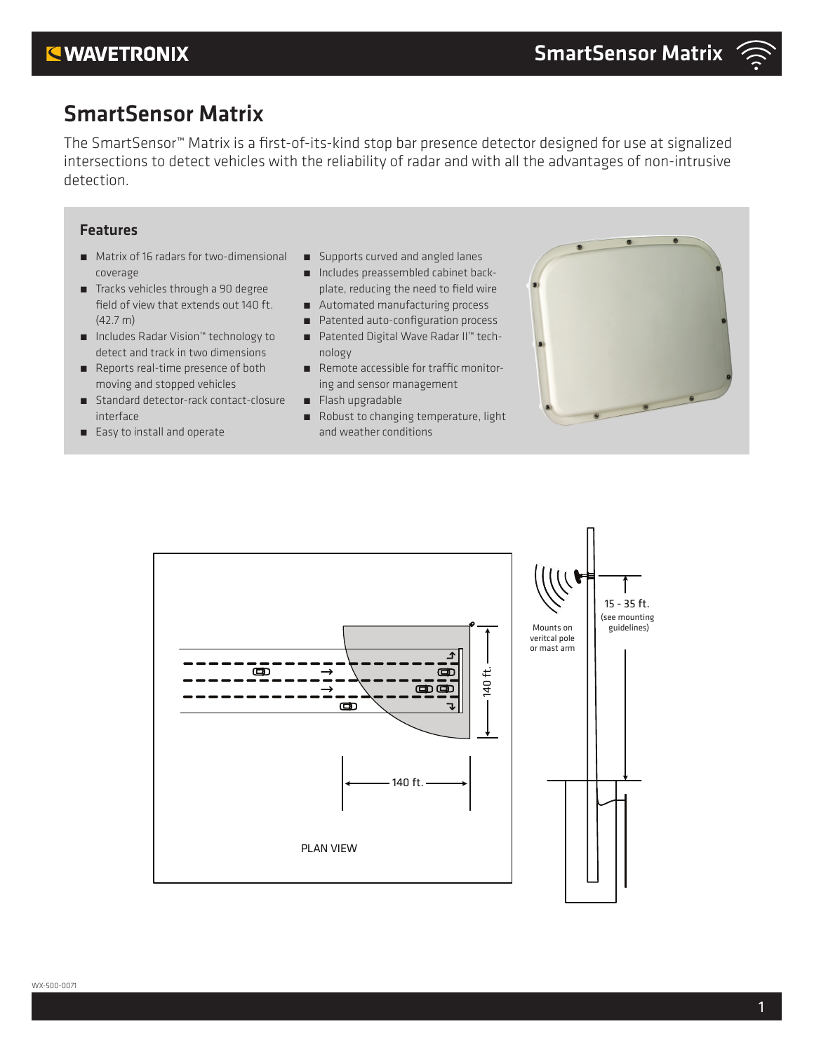# SmartSensor Matrix

The SmartSensor™ Matrix is a first-of-its-kind stop bar presence detector designed for use at signalized intersections to detect vehicles with the reliability of radar and with all the advantages of non-intrusive detection.

### Features

- Matrix of 16 radars for two-dimensional coverage
- Tracks vehicles through a 90 degree field of view that extends out 140 ft. (42.7 m)
- Includes Radar Vision™ technology to detect and track in two dimensions
- Reports real-time presence of both moving and stopped vehicles
- Standard detector-rack contact-closure interface
- Easy to install and operate
- Supports curved and angled lanes
- Includes preassembled cabinet back-plate, reducing the need to field wire
- Automated manufacturing process
- Patented auto-configuration process
- Patented Digital Wave Radar II™ technology
- Remote accessible for traffic monitoring and sensor management
- Flash upgradable
- Robust to changing temperature, light and weather conditions

140 ft.

140 ft.

PLAN VIEW

Mounts on veritcal pole or mast arm

15 - 35 ft. (see mounting guidelines)

WX-500-0071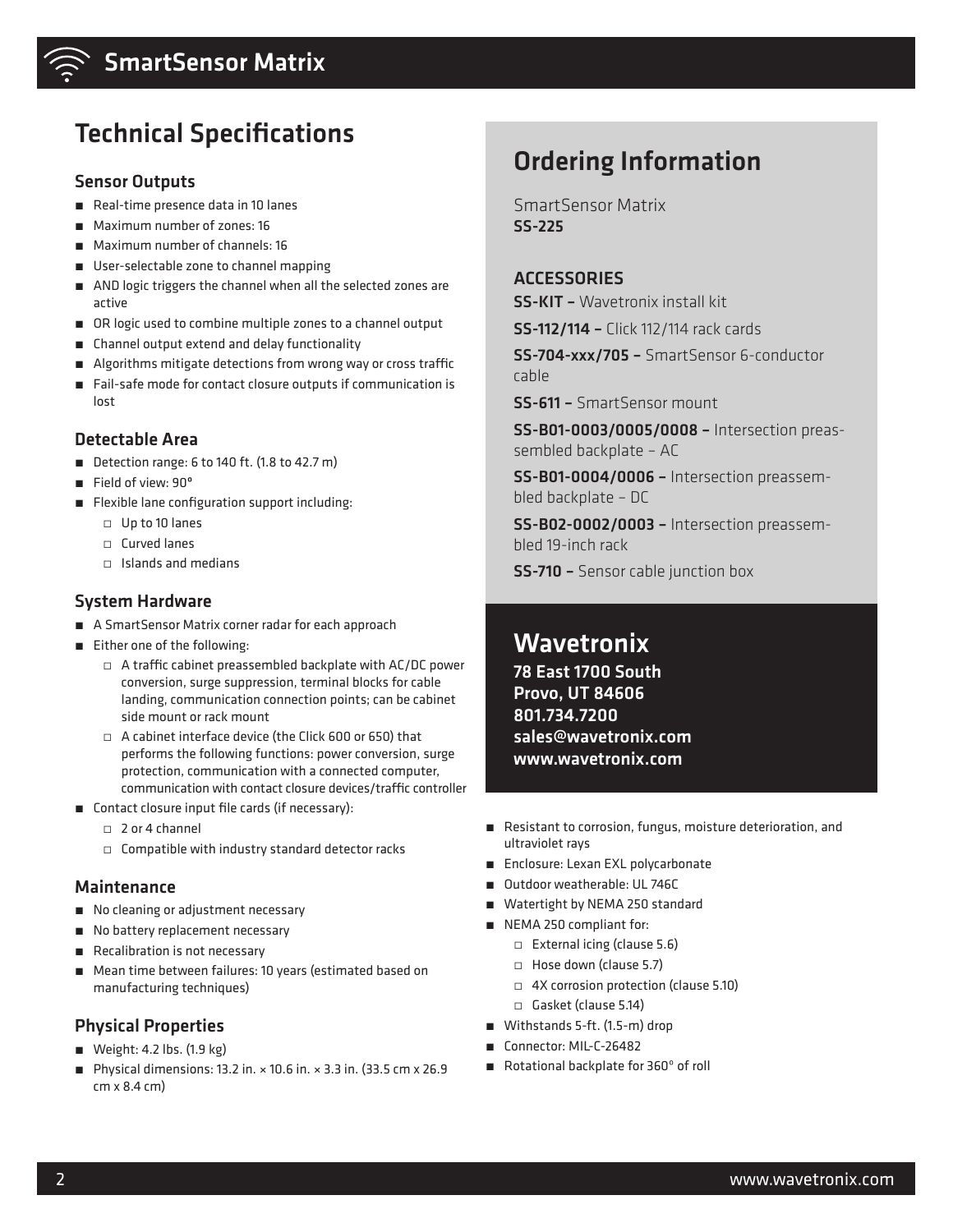## Technical Specifications

### Sensor Outputs

- Real-time presence data in 10 lanes
- Maximum number of zones: 16
- Maximum number of channels: 16
- User-selectable zone to channel mapping
- AND logic triggers the channel when all the selected zones are active
- OR logic used to combine multiple zones to a channel output
- Channel output extend and delay functionality
- Algorithms mitigate detections from wrong way or cross traffic
- Fail-safe mode for contact closure outputs if communication is lost

### Detectable Area

- Detection range: 6 to 140 ft. (1.8 to 42.7 m)
- Field of view: 90°
- Flexible lane configuration support including:
  - Up to 10 lanes
  - Curved lanes
  - Islands and medians

### System Hardware

- A SmartSensor Matrix corner radar for each approach
- Either one of the following:
  - A traffic cabinet preassembled backplate with AC/DC power conversion, surge suppression, terminal blocks for cable landing, communication connection points; can be cabinet side mount or rack mount
  - A cabinet interface device (the Click 600 or 650) that performs the following functions: power conversion, surge protection, communication with a connected computer, communication with contact closure devices/traffic controller
- Contact closure input file cards (if necessary):
  - 2 or 4 channel
  - Compatible with industry standard detector racks

### Maintenance

- No cleaning or adjustment necessary
- No battery replacement necessary
- Recalibration is not necessary
- Mean time between failures: 10 years (estimated based on manufacturing techniques)

### Physical Properties

- Weight: 4.2 lbs. (1.9 kg)
- Physical dimensions: 13.2 in. × 10.6 in. × 3.3 in. (33.5 cm x 26.9 cm x 8.4 cm)
- Resistant to corrosion, fungus, moisture deterioration, and ultraviolet rays
- Enclosure: Lexan EXL polycarbonate
- Outdoor weatherable: UL 746C
- Watertight by NEMA 250 standard
- NEMA 250 compliant for:
  - External icing (clause 5.6)
  - Hose down (clause 5.7)
  - 4X corrosion protection (clause 5.10)
  - Gasket (clause 5.14)
- Withstands 5-ft. (1.5-m) drop
- Connector: MIL-C-26482
- Rotational backplate for 360° of roll

## Ordering Information

SmartSensor Matrix
**SS-225**

### ACCESSORIES

**SS-KIT –** Wavetronix install kit

**SS-112/114 –** Click 112/114 rack cards

**SS-704-xxx/705 –** SmartSensor 6-conductor cable

**SS-611 –** SmartSensor mount

**SS-B01-0003/0005/0008 –** Intersection preassembled backplate – AC

**SS-B01-0004/0006 –** Intersection preassembled backplate – DC

**SS-B02-0002/0003 –** Intersection preassembled 19-inch rack

**SS-710 –** Sensor cable junction box

## Wavetronix

**78 East 1700 South**
**Provo, UT 84606**
**801.734.7200**
**sales@wavetronix.com**
**www.wavetronix.com**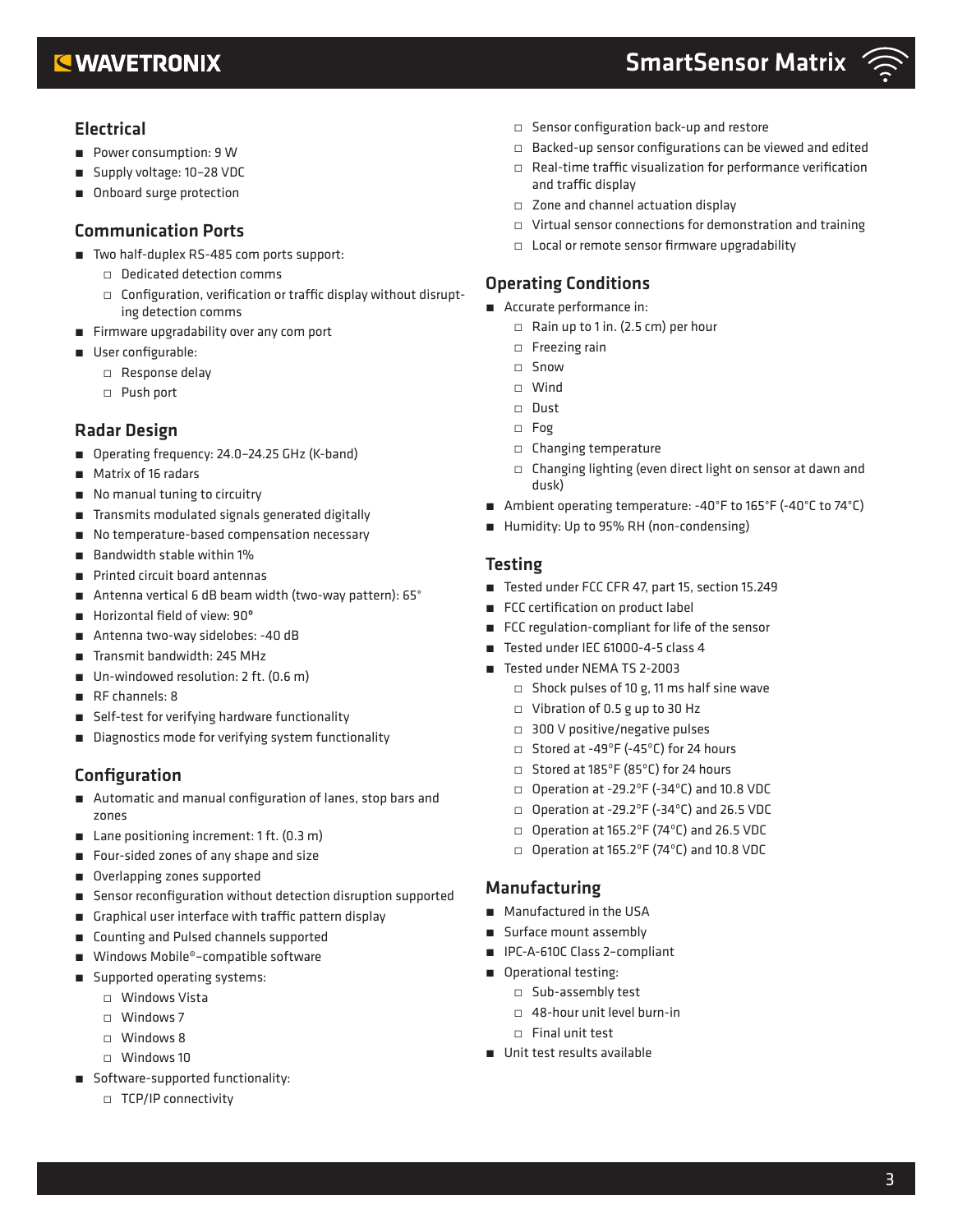## Electrical

- Power consumption: 9 W
- Supply voltage: 10–28 VDC
- Onboard surge protection

## Communication Ports

- Two half-duplex RS-485 com ports support:
  - Dedicated detection comms
  - Configuration, verification or traffic display without disrupting detection comms
- Firmware upgradability over any com port
- User configurable:
  - Response delay
  - Push port

## Radar Design

- Operating frequency: 24.0–24.25 GHz (K-band)
- Matrix of 16 radars
- No manual tuning to circuitry
- Transmits modulated signals generated digitally
- No temperature-based compensation necessary
- Bandwidth stable within 1%
- Printed circuit board antennas
- Antenna vertical 6 dB beam width (two-way pattern): 65°
- Horizontal field of view: 90°
- Antenna two-way sidelobes: -40 dB
- Transmit bandwidth: 245 MHz
- Un-windowed resolution: 2 ft. (0.6 m)
- RF channels: 8
- Self-test for verifying hardware functionality
- Diagnostics mode for verifying system functionality

## Configuration

- Automatic and manual configuration of lanes, stop bars and zones
- Lane positioning increment: 1 ft. (0.3 m)
- Four-sided zones of any shape and size
- Overlapping zones supported
- Sensor reconfiguration without detection disruption supported
- Graphical user interface with traffic pattern display
- Counting and Pulsed channels supported
- Windows Mobile®–compatible software
- Supported operating systems:
  - Windows Vista
  - Windows 7
  - Windows 8
  - Windows 10
- Software-supported functionality:
  - TCP/IP connectivity
  - Sensor configuration back-up and restore
  - Backed-up sensor configurations can be viewed and edited
  - Real-time traffic visualization for performance verification and traffic display
  - Zone and channel actuation display
  - Virtual sensor connections for demonstration and training
  - Local or remote sensor firmware upgradability

## Operating Conditions

- Accurate performance in:
  - Rain up to 1 in. (2.5 cm) per hour
  - Freezing rain
  - Snow
  - Wind
  - Dust
  - Fog
  - Changing temperature
  - Changing lighting (even direct light on sensor at dawn and dusk)
- Ambient operating temperature: -40°F to 165°F (-40°C to 74°C)
- Humidity: Up to 95% RH (non-condensing)

## Testing

- Tested under FCC CFR 47, part 15, section 15.249
- FCC certification on product label
- FCC regulation-compliant for life of the sensor
- Tested under IEC 61000-4-5 class 4
- Tested under NEMA TS 2-2003
  - Shock pulses of 10 g, 11 ms half sine wave
  - Vibration of 0.5 g up to 30 Hz
  - 300 V positive/negative pulses
  - Stored at -49°F (-45°C) for 24 hours
  - Stored at 185°F (85°C) for 24 hours
  - Operation at -29.2°F (-34°C) and 10.8 VDC
  - Operation at -29.2°F (-34°C) and 26.5 VDC
  - Operation at 165.2°F (74°C) and 26.5 VDC
  - Operation at 165.2°F (74°C) and 10.8 VDC

## Manufacturing

- Manufactured in the USA
- Surface mount assembly
- IPC-A-610C Class 2–compliant
- Operational testing:
  - Sub-assembly test
  - 48-hour unit level burn-in
  - Final unit test
- Unit test results available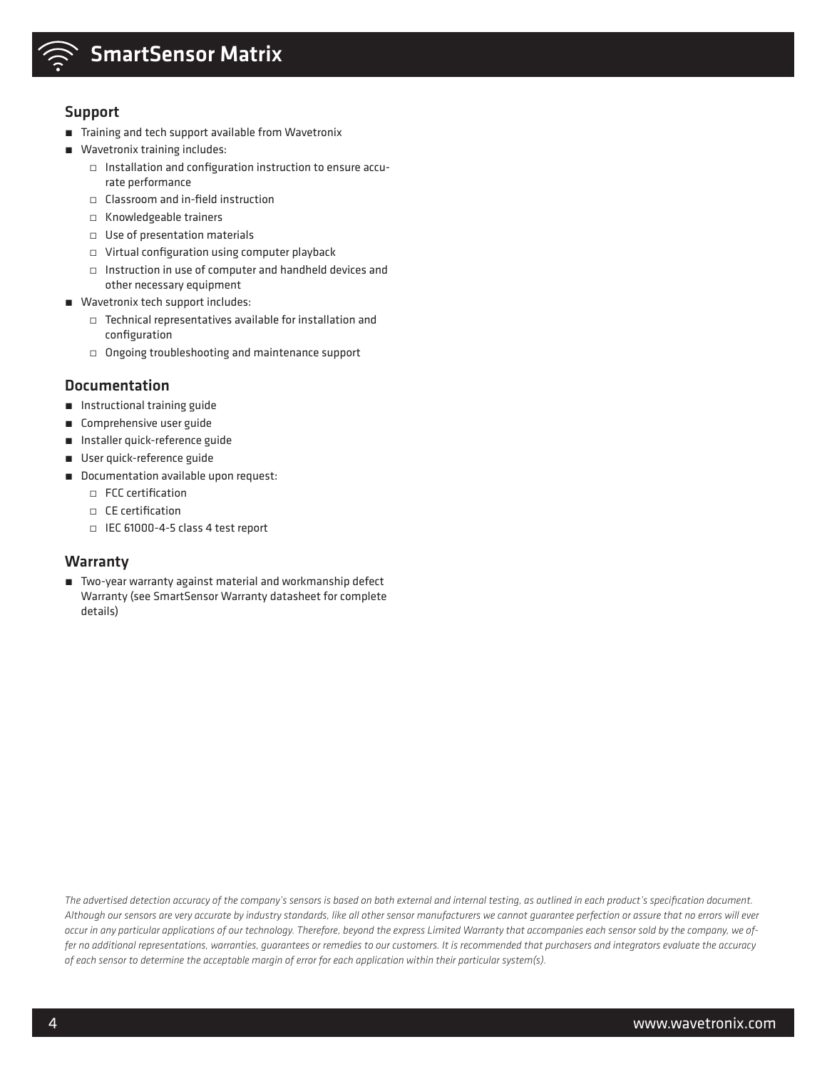## Support

- Training and tech support available from Wavetronix
- Wavetronix training includes:
  - Installation and configuration instruction to ensure accurate performance
  - Classroom and in-field instruction
  - Knowledgeable trainers
  - Use of presentation materials
  - Virtual configuration using computer playback
  - Instruction in use of computer and handheld devices and other necessary equipment
- Wavetronix tech support includes:
  - Technical representatives available for installation and configuration
  - Ongoing troubleshooting and maintenance support

## Documentation

- Instructional training guide
- Comprehensive user guide
- Installer quick-reference guide
- User quick-reference guide
- Documentation available upon request:
  - FCC certification
  - CE certification
  - IEC 61000-4-5 class 4 test report

## Warranty

- Two-year warranty against material and workmanship defect Warranty (see SmartSensor Warranty datasheet for complete details)

*The advertised detection accuracy of the company's sensors is based on both external and internal testing, as outlined in each product's specification document. Although our sensors are very accurate by industry standards, like all other sensor manufacturers we cannot guarantee perfection or assure that no errors will ever occur in any particular applications of our technology. Therefore, beyond the express Limited Warranty that accompanies each sensor sold by the company, we offer no additional representations, warranties, guarantees or remedies to our customers. It is recommended that purchasers and integrators evaluate the accuracy of each sensor to determine the acceptable margin of error for each application within their particular system(s).*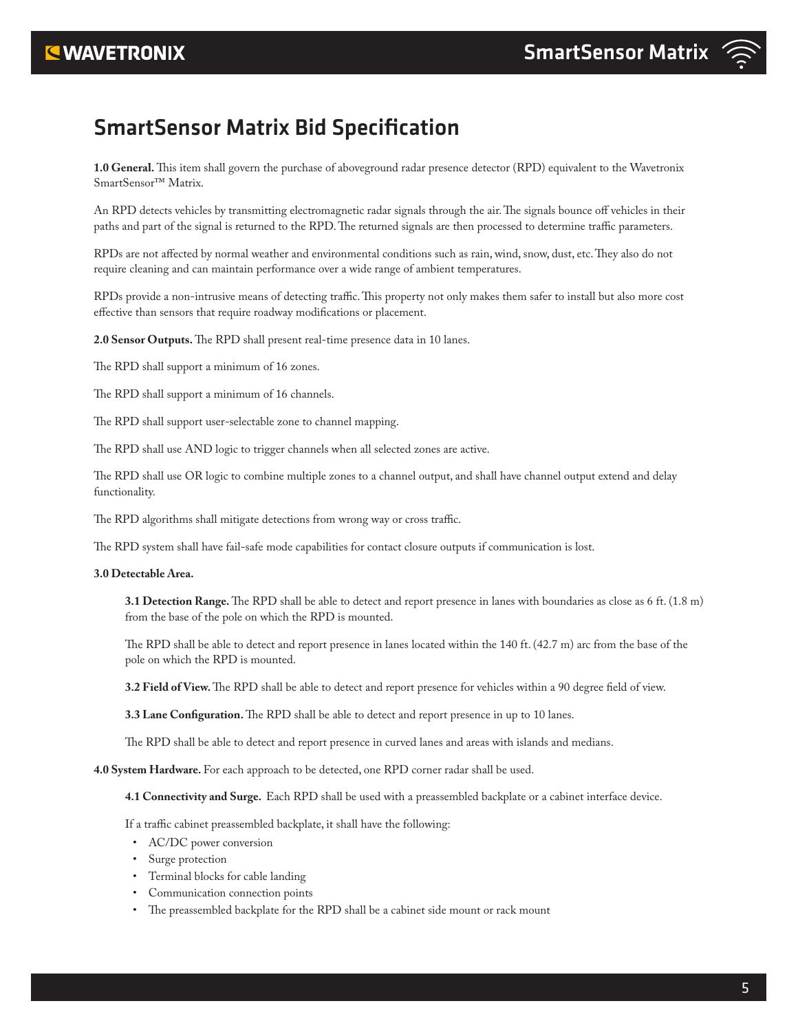# SmartSensor Matrix Bid Specification

**1.0 General.** This item shall govern the purchase of aboveground radar presence detector (RPD) equivalent to the Wavetronix SmartSensor™ Matrix.

An RPD detects vehicles by transmitting electromagnetic radar signals through the air. The signals bounce off vehicles in their paths and part of the signal is returned to the RPD. The returned signals are then processed to determine traffic parameters.

RPDs are not affected by normal weather and environmental conditions such as rain, wind, snow, dust, etc. They also do not require cleaning and can maintain performance over a wide range of ambient temperatures.

RPDs provide a non-intrusive means of detecting traffic. This property not only makes them safer to install but also more cost effective than sensors that require roadway modifications or placement.

**2.0 Sensor Outputs.** The RPD shall present real-time presence data in 10 lanes.

The RPD shall support a minimum of 16 zones.

The RPD shall support a minimum of 16 channels.

The RPD shall support user-selectable zone to channel mapping.

The RPD shall use AND logic to trigger channels when all selected zones are active.

The RPD shall use OR logic to combine multiple zones to a channel output, and shall have channel output extend and delay functionality.

The RPD algorithms shall mitigate detections from wrong way or cross traffic.

The RPD system shall have fail-safe mode capabilities for contact closure outputs if communication is lost.

**3.0 Detectable Area.**

**3.1 Detection Range.** The RPD shall be able to detect and report presence in lanes with boundaries as close as 6 ft. (1.8 m) from the base of the pole on which the RPD is mounted.

The RPD shall be able to detect and report presence in lanes located within the 140 ft. (42.7 m) arc from the base of the pole on which the RPD is mounted.

**3.2 Field of View.** The RPD shall be able to detect and report presence for vehicles within a 90 degree field of view.

**3.3 Lane Configuration.** The RPD shall be able to detect and report presence in up to 10 lanes.

The RPD shall be able to detect and report presence in curved lanes and areas with islands and medians.

**4.0 System Hardware.** For each approach to be detected, one RPD corner radar shall be used.

**4.1 Connectivity and Surge.** Each RPD shall be used with a preassembled backplate or a cabinet interface device.

If a traffic cabinet preassembled backplate, it shall have the following:

- AC/DC power conversion
- Surge protection
- Terminal blocks for cable landing
- Communication connection points
- The preassembled backplate for the RPD shall be a cabinet side mount or rack mount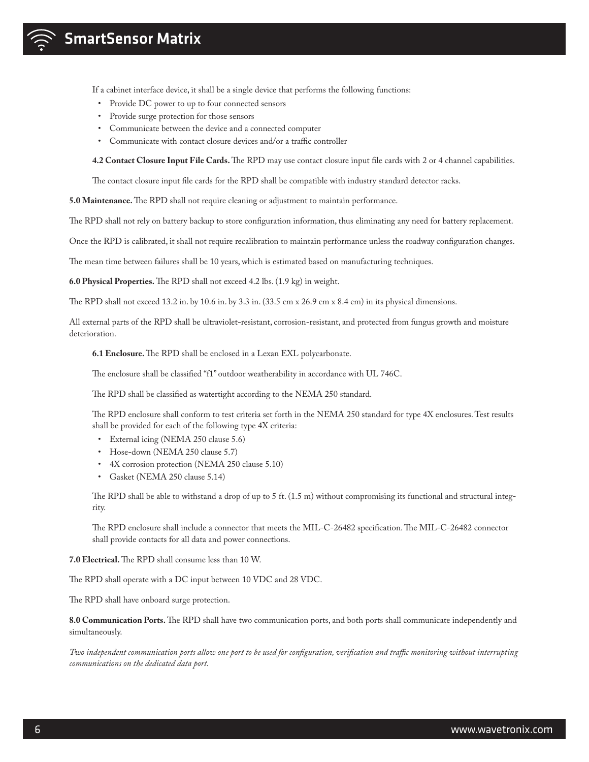If a cabinet interface device, it shall be a single device that performs the following functions:

- Provide DC power to up to four connected sensors
- Provide surge protection for those sensors
- Communicate between the device and a connected computer
- Communicate with contact closure devices and/or a traffic controller

**4.2 Contact Closure Input File Cards.** The RPD may use contact closure input file cards with 2 or 4 channel capabilities.

The contact closure input file cards for the RPD shall be compatible with industry standard detector racks.

**5.0 Maintenance.** The RPD shall not require cleaning or adjustment to maintain performance.

The RPD shall not rely on battery backup to store configuration information, thus eliminating any need for battery replacement.

Once the RPD is calibrated, it shall not require recalibration to maintain performance unless the roadway configuration changes.

The mean time between failures shall be 10 years, which is estimated based on manufacturing techniques.

**6.0 Physical Properties.** The RPD shall not exceed 4.2 lbs. (1.9 kg) in weight.

The RPD shall not exceed 13.2 in. by 10.6 in. by 3.3 in. (33.5 cm x 26.9 cm x 8.4 cm) in its physical dimensions.

All external parts of the RPD shall be ultraviolet-resistant, corrosion-resistant, and protected from fungus growth and moisture deterioration.

**6.1 Enclosure.** The RPD shall be enclosed in a Lexan EXL polycarbonate.

The enclosure shall be classified "f1" outdoor weatherability in accordance with UL 746C.

The RPD shall be classified as watertight according to the NEMA 250 standard.

The RPD enclosure shall conform to test criteria set forth in the NEMA 250 standard for type 4X enclosures. Test results shall be provided for each of the following type 4X criteria:

- External icing (NEMA 250 clause 5.6)
- Hose-down (NEMA 250 clause 5.7)
- 4X corrosion protection (NEMA 250 clause 5.10)
- Gasket (NEMA 250 clause 5.14)

The RPD shall be able to withstand a drop of up to 5 ft. (1.5 m) without compromising its functional and structural integrity.

The RPD enclosure shall include a connector that meets the MIL-C-26482 specification. The MIL-C-26482 connector shall provide contacts for all data and power connections.

**7.0 Electrical.** The RPD shall consume less than 10 W.

The RPD shall operate with a DC input between 10 VDC and 28 VDC.

The RPD shall have onboard surge protection.

**8.0 Communication Ports.** The RPD shall have two communication ports, and both ports shall communicate independently and simultaneously.

*Two independent communication ports allow one port to be used for configuration, verification and traffic monitoring without interrupting communications on the dedicated data port.*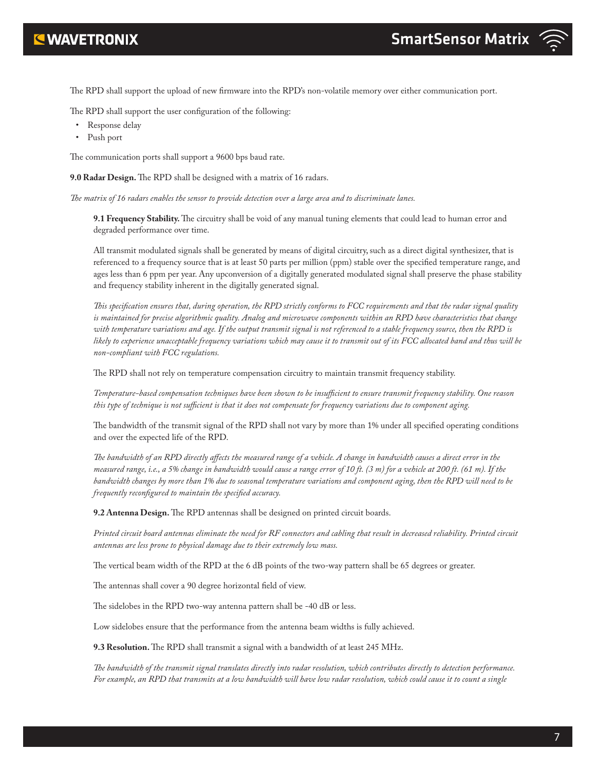The RPD shall support the upload of new firmware into the RPD's non-volatile memory over either communication port.

The RPD shall support the user configuration of the following:

- Response delay
- Push port

The communication ports shall support a 9600 bps baud rate.

**9.0 Radar Design.** The RPD shall be designed with a matrix of 16 radars.

*The matrix of 16 radars enables the sensor to provide detection over a large area and to discriminate lanes.*

**9.1 Frequency Stability.** The circuitry shall be void of any manual tuning elements that could lead to human error and degraded performance over time.

All transmit modulated signals shall be generated by means of digital circuitry, such as a direct digital synthesizer, that is referenced to a frequency source that is at least 50 parts per million (ppm) stable over the specified temperature range, and ages less than 6 ppm per year. Any upconversion of a digitally generated modulated signal shall preserve the phase stability and frequency stability inherent in the digitally generated signal.

*This specification ensures that, during operation, the RPD strictly conforms to FCC requirements and that the radar signal quality is maintained for precise algorithmic quality. Analog and microwave components within an RPD have characteristics that change with temperature variations and age. If the output transmit signal is not referenced to a stable frequency source, then the RPD is likely to experience unacceptable frequency variations which may cause it to transmit out of its FCC allocated band and thus will be non-compliant with FCC regulations.*

The RPD shall not rely on temperature compensation circuitry to maintain transmit frequency stability.

*Temperature-based compensation techniques have been shown to be insufficient to ensure transmit frequency stability. One reason this type of technique is not sufficient is that it does not compensate for frequency variations due to component aging.*

The bandwidth of the transmit signal of the RPD shall not vary by more than 1% under all specified operating conditions and over the expected life of the RPD.

*The bandwidth of an RPD directly affects the measured range of a vehicle. A change in bandwidth causes a direct error in the measured range, i.e., a 5% change in bandwidth would cause a range error of 10 ft. (3 m) for a vehicle at 200 ft. (61 m). If the bandwidth changes by more than 1% due to seasonal temperature variations and component aging, then the RPD will need to be frequently reconfigured to maintain the specified accuracy.*

**9.2 Antenna Design.** The RPD antennas shall be designed on printed circuit boards.

*Printed circuit board antennas eliminate the need for RF connectors and cabling that result in decreased reliability. Printed circuit antennas are less prone to physical damage due to their extremely low mass.*

The vertical beam width of the RPD at the 6 dB points of the two-way pattern shall be 65 degrees or greater.

The antennas shall cover a 90 degree horizontal field of view.

The sidelobes in the RPD two-way antenna pattern shall be -40 dB or less.

Low sidelobes ensure that the performance from the antenna beam widths is fully achieved.

**9.3 Resolution.** The RPD shall transmit a signal with a bandwidth of at least 245 MHz.

*The bandwidth of the transmit signal translates directly into radar resolution, which contributes directly to detection performance. For example, an RPD that transmits at a low bandwidth will have low radar resolution, which could cause it to count a single*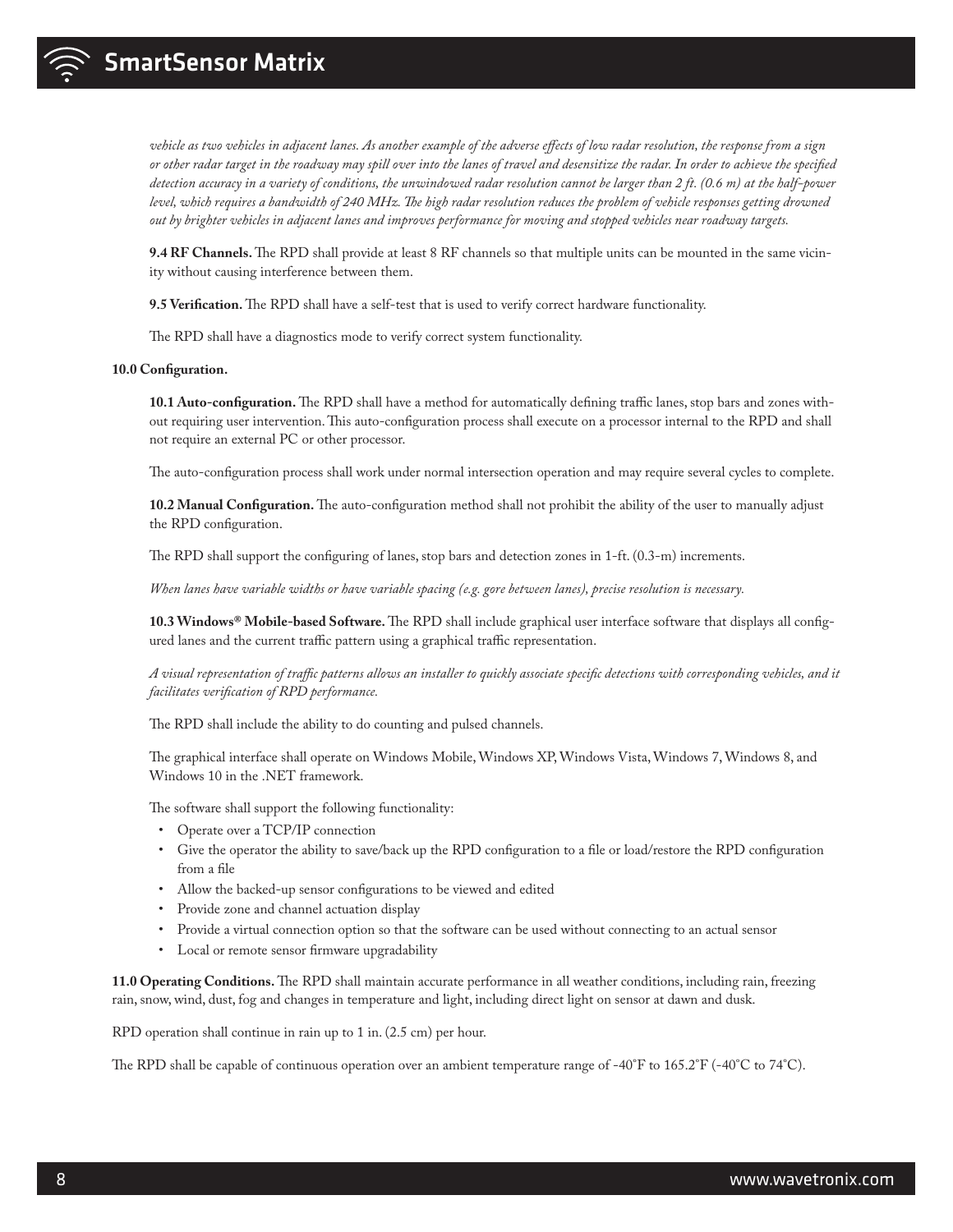*vehicle as two vehicles in adjacent lanes. As another example of the adverse effects of low radar resolution, the response from a sign or other radar target in the roadway may spill over into the lanes of travel and desensitize the radar. In order to achieve the specified detection accuracy in a variety of conditions, the unwindowed radar resolution cannot be larger than 2 ft. (0.6 m) at the half-power level, which requires a bandwidth of 240 MHz. The high radar resolution reduces the problem of vehicle responses getting drowned out by brighter vehicles in adjacent lanes and improves performance for moving and stopped vehicles near roadway targets.*

**9.4 RF Channels.** The RPD shall provide at least 8 RF channels so that multiple units can be mounted in the same vicinity without causing interference between them.

**9.5 Verification.** The RPD shall have a self-test that is used to verify correct hardware functionality.

The RPD shall have a diagnostics mode to verify correct system functionality.

**10.0 Configuration.**

**10.1 Auto-configuration.** The RPD shall have a method for automatically defining traffic lanes, stop bars and zones without requiring user intervention. This auto-configuration process shall execute on a processor internal to the RPD and shall not require an external PC or other processor.

The auto-configuration process shall work under normal intersection operation and may require several cycles to complete.

**10.2 Manual Configuration.** The auto-configuration method shall not prohibit the ability of the user to manually adjust the RPD configuration.

The RPD shall support the configuring of lanes, stop bars and detection zones in 1-ft. (0.3-m) increments.

*When lanes have variable widths or have variable spacing (e.g. gore between lanes), precise resolution is necessary.*

**10.3 Windows® Mobile-based Software.** The RPD shall include graphical user interface software that displays all configured lanes and the current traffic pattern using a graphical traffic representation.

*A visual representation of traffic patterns allows an installer to quickly associate specific detections with corresponding vehicles, and it facilitates verification of RPD performance.*

The RPD shall include the ability to do counting and pulsed channels.

The graphical interface shall operate on Windows Mobile, Windows XP, Windows Vista, Windows 7, Windows 8, and Windows 10 in the .NET framework.

The software shall support the following functionality:

- Operate over a TCP/IP connection
- Give the operator the ability to save/back up the RPD configuration to a file or load/restore the RPD configuration from a file
- Allow the backed-up sensor configurations to be viewed and edited
- Provide zone and channel actuation display
- Provide a virtual connection option so that the software can be used without connecting to an actual sensor
- Local or remote sensor firmware upgradability

**11.0 Operating Conditions.** The RPD shall maintain accurate performance in all weather conditions, including rain, freezing rain, snow, wind, dust, fog and changes in temperature and light, including direct light on sensor at dawn and dusk.

RPD operation shall continue in rain up to 1 in. (2.5 cm) per hour.

The RPD shall be capable of continuous operation over an ambient temperature range of -40°F to 165.2°F (-40°C to 74°C).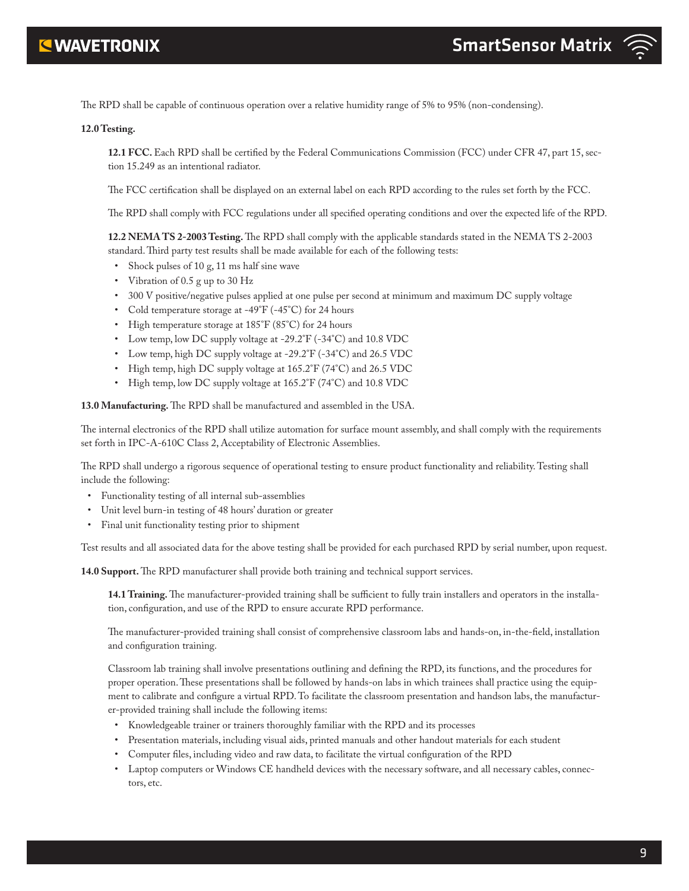The RPD shall be capable of continuous operation over a relative humidity range of 5% to 95% (non-condensing).

**12.0 Testing.**

**12.1 FCC.** Each RPD shall be certified by the Federal Communications Commission (FCC) under CFR 47, part 15, section 15.249 as an intentional radiator.

The FCC certification shall be displayed on an external label on each RPD according to the rules set forth by the FCC.

The RPD shall comply with FCC regulations under all specified operating conditions and over the expected life of the RPD.

**12.2 NEMA TS 2-2003 Testing.** The RPD shall comply with the applicable standards stated in the NEMA TS 2-2003 standard. Third party test results shall be made available for each of the following tests:

- Shock pulses of 10 g, 11 ms half sine wave
- Vibration of 0.5 g up to 30 Hz
- 300 V positive/negative pulses applied at one pulse per second at minimum and maximum DC supply voltage
- Cold temperature storage at -49°F (-45°C) for 24 hours
- High temperature storage at 185°F (85°C) for 24 hours
- Low temp, low DC supply voltage at -29.2°F (-34°C) and 10.8 VDC
- Low temp, high DC supply voltage at -29.2°F (-34°C) and 26.5 VDC
- High temp, high DC supply voltage at 165.2°F (74°C) and 26.5 VDC
- High temp, low DC supply voltage at 165.2°F (74°C) and 10.8 VDC

**13.0 Manufacturing.** The RPD shall be manufactured and assembled in the USA.

The internal electronics of the RPD shall utilize automation for surface mount assembly, and shall comply with the requirements set forth in IPC-A-610C Class 2, Acceptability of Electronic Assemblies.

The RPD shall undergo a rigorous sequence of operational testing to ensure product functionality and reliability. Testing shall include the following:

- Functionality testing of all internal sub-assemblies
- Unit level burn-in testing of 48 hours' duration or greater
- Final unit functionality testing prior to shipment

Test results and all associated data for the above testing shall be provided for each purchased RPD by serial number, upon request.

**14.0 Support.** The RPD manufacturer shall provide both training and technical support services.

**14.1 Training.** The manufacturer-provided training shall be sufficient to fully train installers and operators in the installation, configuration, and use of the RPD to ensure accurate RPD performance.

The manufacturer-provided training shall consist of comprehensive classroom labs and hands-on, in-the-field, installation and configuration training.

Classroom lab training shall involve presentations outlining and defining the RPD, its functions, and the procedures for proper operation. These presentations shall be followed by hands-on labs in which trainees shall practice using the equipment to calibrate and configure a virtual RPD. To facilitate the classroom presentation and handson labs, the manufacturer-provided training shall include the following items:

- Knowledgeable trainer or trainers thoroughly familiar with the RPD and its processes
- Presentation materials, including visual aids, printed manuals and other handout materials for each student
- Computer files, including video and raw data, to facilitate the virtual configuration of the RPD
- Laptop computers or Windows CE handheld devices with the necessary software, and all necessary cables, connectors, etc.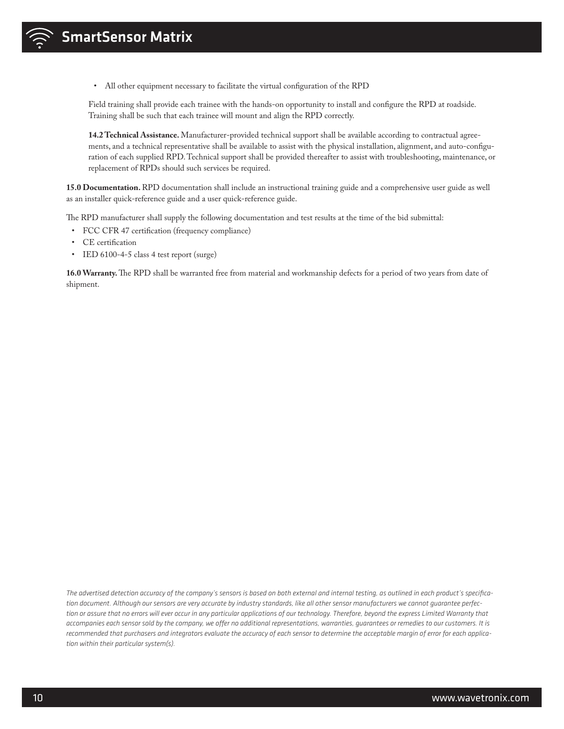- All other equipment necessary to facilitate the virtual configuration of the RPD

Field training shall provide each trainee with the hands-on opportunity to install and configure the RPD at roadside. Training shall be such that each trainee will mount and align the RPD correctly.

**14.2 Technical Assistance.** Manufacturer-provided technical support shall be available according to contractual agreements, and a technical representative shall be available to assist with the physical installation, alignment, and auto-configuration of each supplied RPD. Technical support shall be provided thereafter to assist with troubleshooting, maintenance, or replacement of RPDs should such services be required.

**15.0 Documentation.** RPD documentation shall include an instructional training guide and a comprehensive user guide as well as an installer quick-reference guide and a user quick-reference guide.

The RPD manufacturer shall supply the following documentation and test results at the time of the bid submittal:

- FCC CFR 47 certification (frequency compliance)
- CE certification
- IED 6100-4-5 class 4 test report (surge)

**16.0 Warranty.** The RPD shall be warranted free from material and workmanship defects for a period of two years from date of shipment.

*The advertised detection accuracy of the company's sensors is based on both external and internal testing, as outlined in each product's specification document. Although our sensors are very accurate by industry standards, like all other sensor manufacturers we cannot guarantee perfection or assure that no errors will ever occur in any particular applications of our technology. Therefore, beyond the express Limited Warranty that accompanies each sensor sold by the company, we offer no additional representations, warranties, guarantees or remedies to our customers. It is recommended that purchasers and integrators evaluate the accuracy of each sensor to determine the acceptable margin of error for each application within their particular system(s).*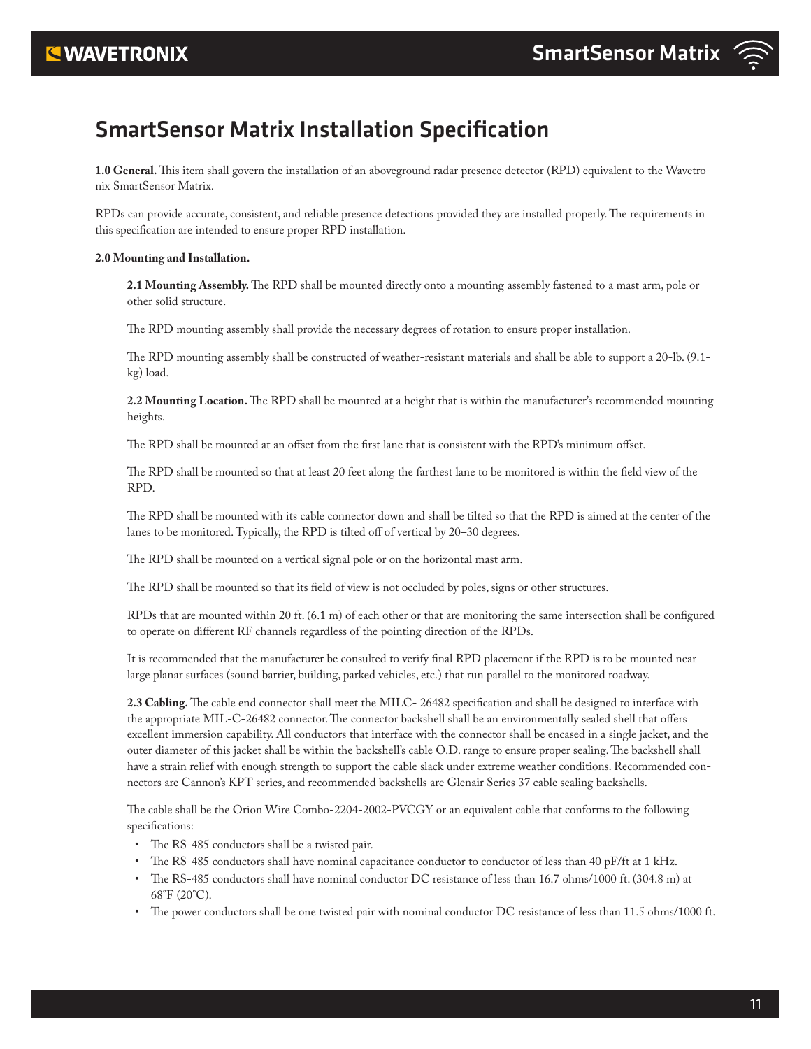# SmartSensor Matrix Installation Specification

**1.0 General.** This item shall govern the installation of an aboveground radar presence detector (RPD) equivalent to the Wavetronix SmartSensor Matrix.

RPDs can provide accurate, consistent, and reliable presence detections provided they are installed properly. The requirements in this specification are intended to ensure proper RPD installation.

**2.0 Mounting and Installation.**

**2.1 Mounting Assembly.** The RPD shall be mounted directly onto a mounting assembly fastened to a mast arm, pole or other solid structure.

The RPD mounting assembly shall provide the necessary degrees of rotation to ensure proper installation.

The RPD mounting assembly shall be constructed of weather-resistant materials and shall be able to support a 20-lb. (9.1-kg) load.

**2.2 Mounting Location.** The RPD shall be mounted at a height that is within the manufacturer's recommended mounting heights.

The RPD shall be mounted at an offset from the first lane that is consistent with the RPD's minimum offset.

The RPD shall be mounted so that at least 20 feet along the farthest lane to be monitored is within the field view of the RPD.

The RPD shall be mounted with its cable connector down and shall be tilted so that the RPD is aimed at the center of the lanes to be monitored. Typically, the RPD is tilted off of vertical by 20–30 degrees.

The RPD shall be mounted on a vertical signal pole or on the horizontal mast arm.

The RPD shall be mounted so that its field of view is not occluded by poles, signs or other structures.

RPDs that are mounted within 20 ft. (6.1 m) of each other or that are monitoring the same intersection shall be configured to operate on different RF channels regardless of the pointing direction of the RPDs.

It is recommended that the manufacturer be consulted to verify final RPD placement if the RPD is to be mounted near large planar surfaces (sound barrier, building, parked vehicles, etc.) that run parallel to the monitored roadway.

**2.3 Cabling.** The cable end connector shall meet the MILC- 26482 specification and shall be designed to interface with the appropriate MIL-C-26482 connector. The connector backshell shall be an environmentally sealed shell that offers excellent immersion capability. All conductors that interface with the connector shall be encased in a single jacket, and the outer diameter of this jacket shall be within the backshell's cable O.D. range to ensure proper sealing. The backshell shall have a strain relief with enough strength to support the cable slack under extreme weather conditions. Recommended connectors are Cannon's KPT series, and recommended backshells are Glenair Series 37 cable sealing backshells.

The cable shall be the Orion Wire Combo-2204-2002-PVCGY or an equivalent cable that conforms to the following specifications:

- The RS-485 conductors shall be a twisted pair.
- The RS-485 conductors shall have nominal capacitance conductor to conductor of less than 40 pF/ft at 1 kHz.
- The RS-485 conductors shall have nominal conductor DC resistance of less than 16.7 ohms/1000 ft. (304.8 m) at 68°F (20°C).
- The power conductors shall be one twisted pair with nominal conductor DC resistance of less than 11.5 ohms/1000 ft.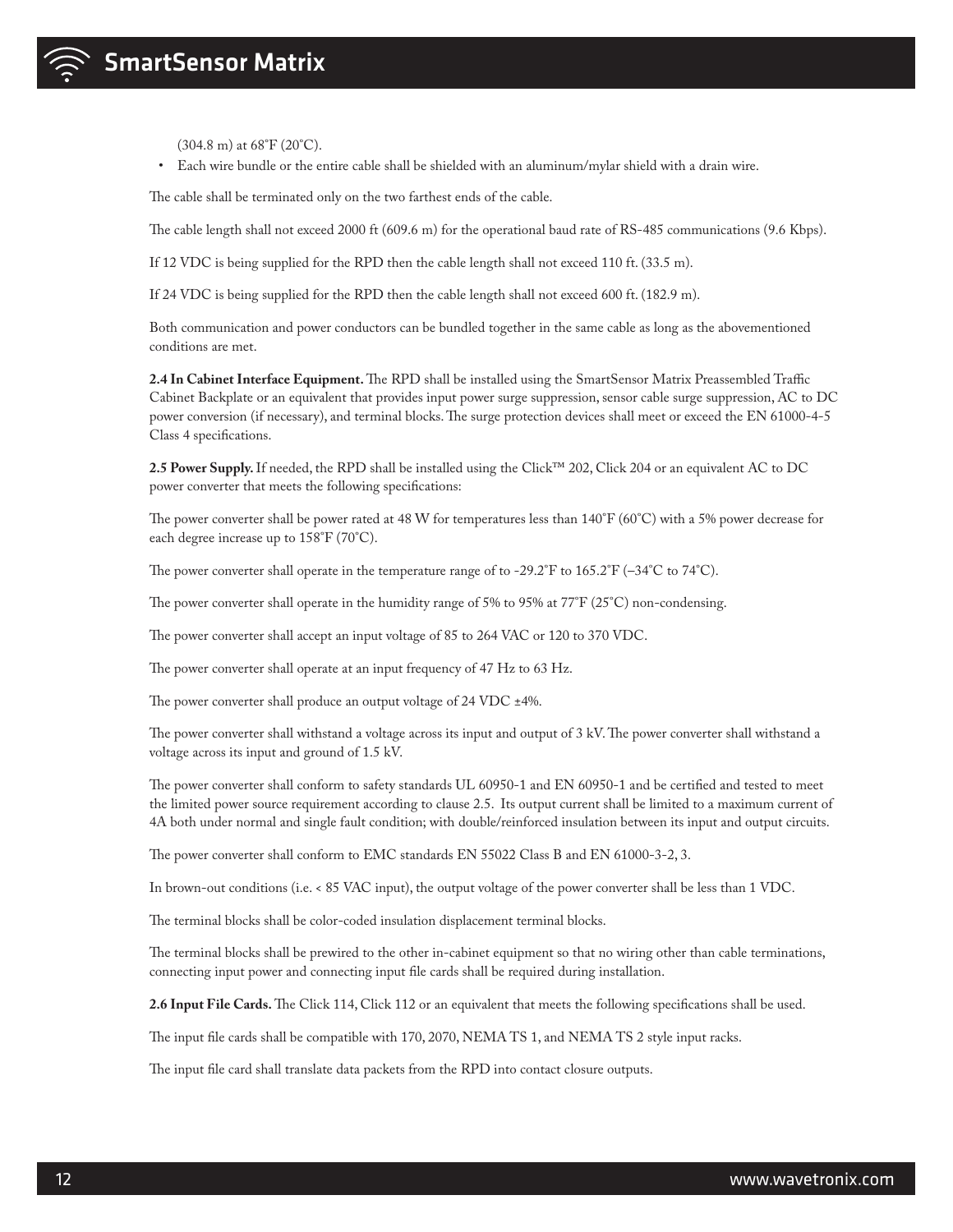(304.8 m) at 68°F (20°C).

- Each wire bundle or the entire cable shall be shielded with an aluminum/mylar shield with a drain wire.

The cable shall be terminated only on the two farthest ends of the cable.

The cable length shall not exceed 2000 ft (609.6 m) for the operational baud rate of RS-485 communications (9.6 Kbps).

If 12 VDC is being supplied for the RPD then the cable length shall not exceed 110 ft. (33.5 m).

If 24 VDC is being supplied for the RPD then the cable length shall not exceed 600 ft. (182.9 m).

Both communication and power conductors can be bundled together in the same cable as long as the abovementioned conditions are met.

**2.4 In Cabinet Interface Equipment.** The RPD shall be installed using the SmartSensor Matrix Preassembled Traffic Cabinet Backplate or an equivalent that provides input power surge suppression, sensor cable surge suppression, AC to DC power conversion (if necessary), and terminal blocks. The surge protection devices shall meet or exceed the EN 61000-4-5 Class 4 specifications.

**2.5 Power Supply.** If needed, the RPD shall be installed using the Click™ 202, Click 204 or an equivalent AC to DC power converter that meets the following specifications:

The power converter shall be power rated at 48 W for temperatures less than 140°F (60°C) with a 5% power decrease for each degree increase up to 158°F (70°C).

The power converter shall operate in the temperature range of to -29.2°F to 165.2°F (–34°C to 74°C).

The power converter shall operate in the humidity range of 5% to 95% at 77°F (25°C) non-condensing.

The power converter shall accept an input voltage of 85 to 264 VAC or 120 to 370 VDC.

The power converter shall operate at an input frequency of 47 Hz to 63 Hz.

The power converter shall produce an output voltage of 24 VDC ±4%.

The power converter shall withstand a voltage across its input and output of 3 kV. The power converter shall withstand a voltage across its input and ground of 1.5 kV.

The power converter shall conform to safety standards UL 60950-1 and EN 60950-1 and be certified and tested to meet the limited power source requirement according to clause 2.5. Its output current shall be limited to a maximum current of 4A both under normal and single fault condition; with double/reinforced insulation between its input and output circuits.

The power converter shall conform to EMC standards EN 55022 Class B and EN 61000-3-2, 3.

In brown-out conditions (i.e. < 85 VAC input), the output voltage of the power converter shall be less than 1 VDC.

The terminal blocks shall be color-coded insulation displacement terminal blocks.

The terminal blocks shall be prewired to the other in-cabinet equipment so that no wiring other than cable terminations, connecting input power and connecting input file cards shall be required during installation.

**2.6 Input File Cards.** The Click 114, Click 112 or an equivalent that meets the following specifications shall be used.

The input file cards shall be compatible with 170, 2070, NEMA TS 1, and NEMA TS 2 style input racks.

The input file card shall translate data packets from the RPD into contact closure outputs.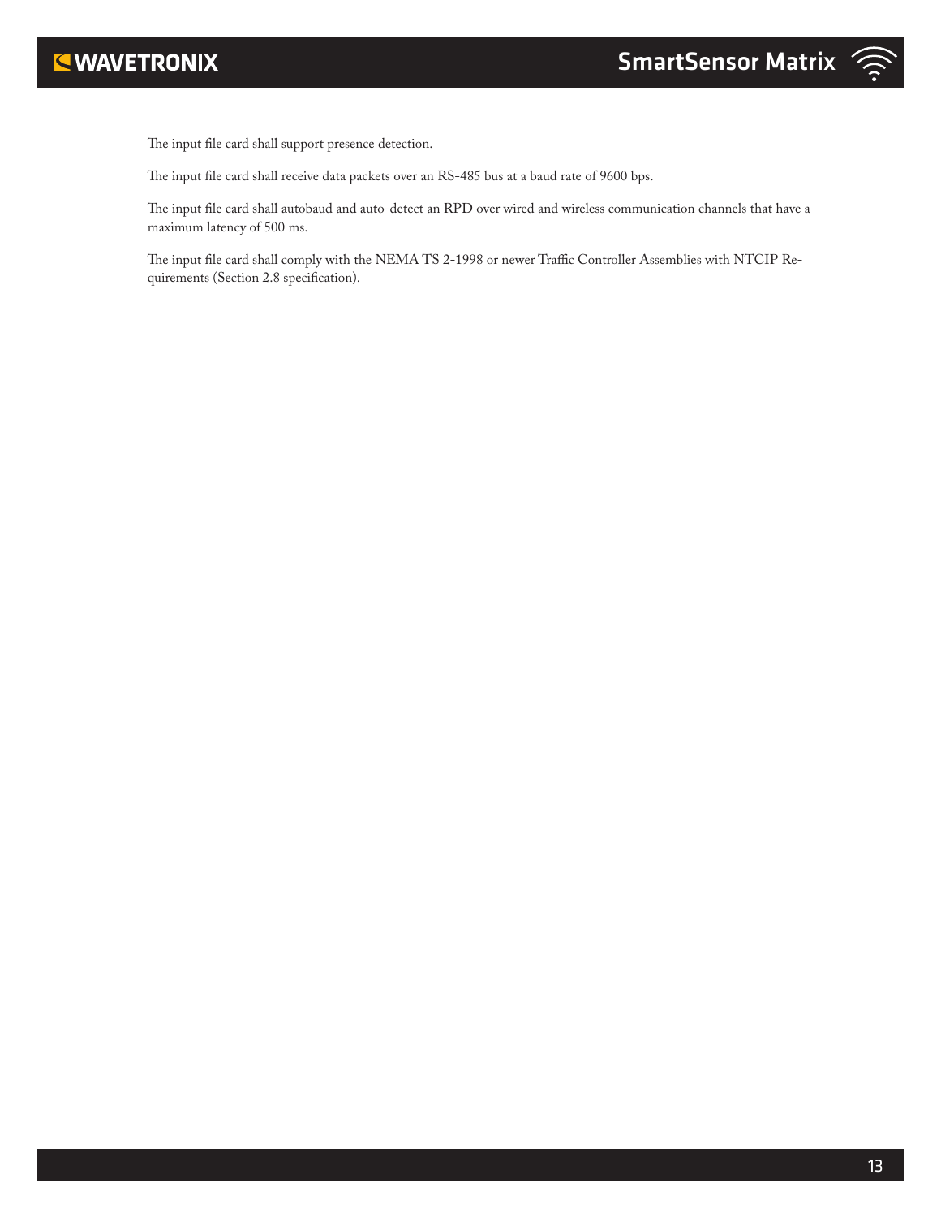The input file card shall support presence detection.

The input file card shall receive data packets over an RS-485 bus at a baud rate of 9600 bps.

The input file card shall autobaud and auto-detect an RPD over wired and wireless communication channels that have a maximum latency of 500 ms.

The input file card shall comply with the NEMA TS 2-1998 or newer Traffic Controller Assemblies with NTCIP Requirements (Section 2.8 specification).